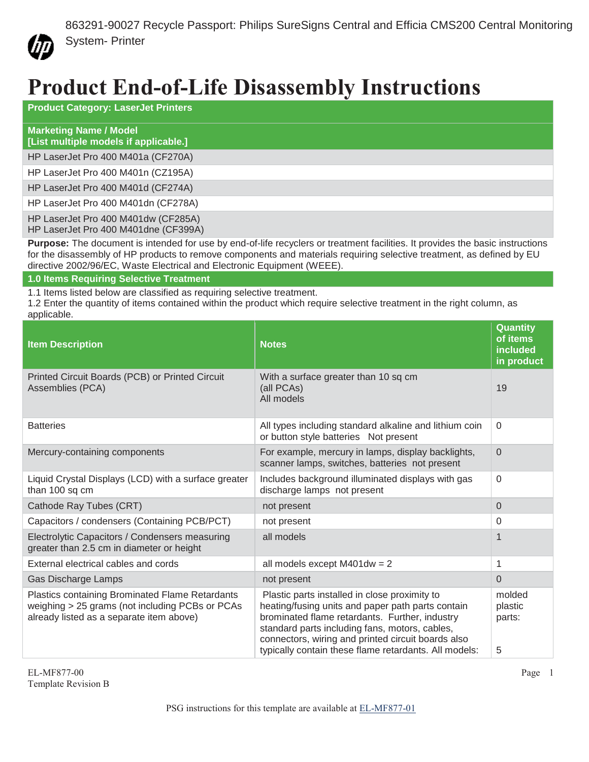863291-90027 Recycle Passport: Philips SureSigns Central and Efficia CMS200 Central Monitoring System- Printer

# Product End-of-Life Disassembly Instructions

| **Product Category: LaserJet Printers** |
|---|
| **Marketing Name / Model**<br>**[List multiple models if applicable.]** |
| HP LaserJet Pro 400 M401a (CF270A) |
| HP LaserJet Pro 400 M401n (CZ195A) |
| HP LaserJet Pro 400 M401d (CF274A) |
| HP LaserJet Pro 400 M401dn (CF278A) |
| HP LaserJet Pro 400 M401dw (CF285A)<br>HP LaserJet Pro 400 M401dne (CF399A) |

**Purpose:** The document is intended for use by end-of-life recyclers or treatment facilities. It provides the basic instructions for the disassembly of HP products to remove components and materials requiring selective treatment, as defined by EU directive 2002/96/EC, Waste Electrical and Electronic Equipment (WEEE).

## 1.0 Items Requiring Selective Treatment

1.1 Items listed below are classified as requiring selective treatment.
1.2 Enter the quantity of items contained within the product which require selective treatment in the right column, as applicable.

| Item Description | Notes | Quantity of items included in product |
|---|---|---|
| Printed Circuit Boards (PCB) or Printed Circuit Assemblies (PCA) | With a surface greater than 10 sq cm<br>(all PCAs)<br>All models | 19 |
| Batteries | All types including standard alkaline and lithium coin or button style batteries Not present | 0 |
| Mercury-containing components | For example, mercury in lamps, display backlights, scanner lamps, switches, batteries not present | 0 |
| Liquid Crystal Displays (LCD) with a surface greater than 100 sq cm | Includes background illuminated displays with gas discharge lamps not present | 0 |
| Cathode Ray Tubes (CRT) | not present | 0 |
| Capacitors / condensers (Containing PCB/PCT) | not present | 0 |
| Electrolytic Capacitors / Condensers measuring greater than 2.5 cm in diameter or height | all models | 1 |
| External electrical cables and cords | all models except M401dw = 2 | 1 |
| Gas Discharge Lamps | not present | 0 |
| Plastics containing Brominated Flame Retardants weighing > 25 grams (not including PCBs or PCAs already listed as a separate item above) | Plastic parts installed in close proximity to heating/fusing units and paper path parts contain brominated flame retardants. Further, industry standard parts including fans, motors, cables, connectors, wiring and printed circuit boards also typically contain these flame retardants. All models: | molded plastic parts:<br><br>5 |

EL-MF877-00
Template Revision B

PSG instructions for this template are available at EL-MF877-01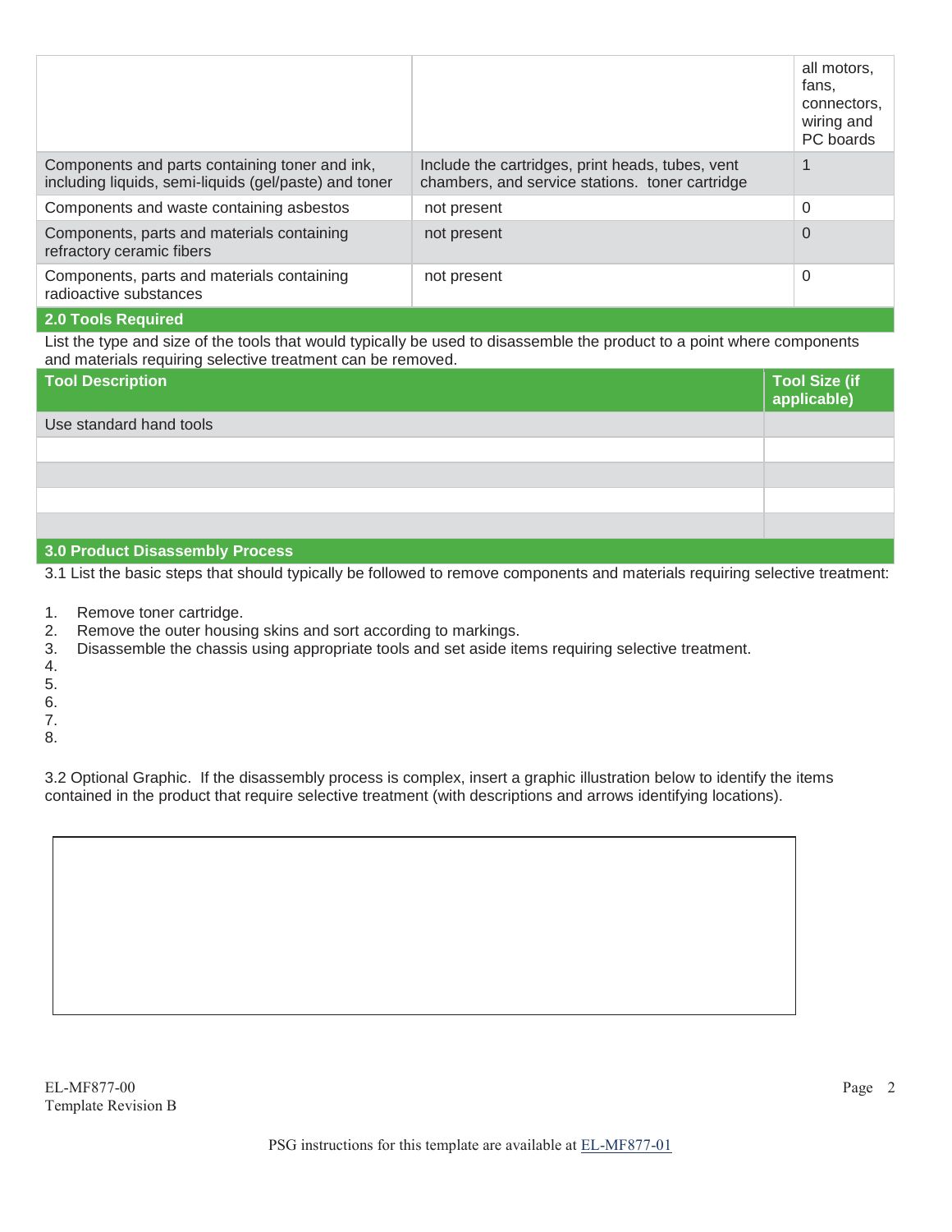| | | |
|---|---|---|
| | | all motors, fans, connectors, wiring and PC boards |
| Components and parts containing toner and ink, including liquids, semi-liquids (gel/paste) and toner | Include the cartridges, print heads, tubes, vent chambers, and service stations. toner cartridge | 1 |
| Components and waste containing asbestos | not present | 0 |
| Components, parts and materials containing refractory ceramic fibers | not present | 0 |
| Components, parts and materials containing radioactive substances | not present | 0 |

## 2.0 Tools Required

List the type and size of the tools that would typically be used to disassemble the product to a point where components and materials requiring selective treatment can be removed.

| Tool Description | Tool Size (if applicable) |
|---|---|
| Use standard hand tools | |
| | |
| | |
| | |
| | |

## 3.0 Product Disassembly Process

3.1 List the basic steps that should typically be followed to remove components and materials requiring selective treatment:

1. Remove toner cartridge.
2. Remove the outer housing skins and sort according to markings.
3. Disassemble the chassis using appropriate tools and set aside items requiring selective treatment.
4.
5.
6.
7.
8.

3.2 Optional Graphic. If the disassembly process is complex, insert a graphic illustration below to identify the items contained in the product that require selective treatment (with descriptions and arrows identifying locations).

EL-MF877-00
Template Revision B

PSG instructions for this template are available at EL-MF877-01